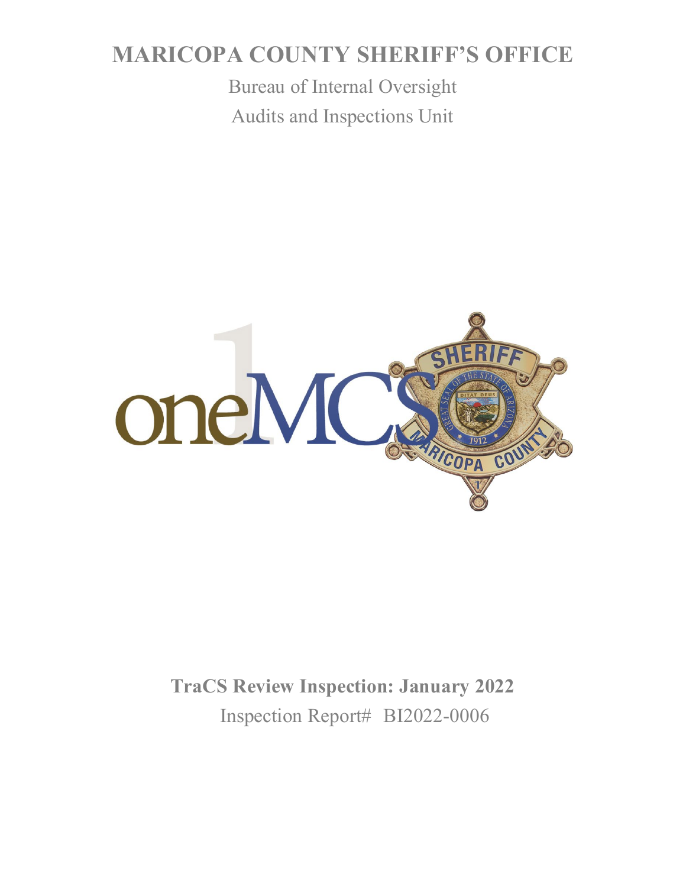# MARICOPA COUNTY SHERIFF'S OFFICE

Bureau of Internal Oversight

Audits and Inspections Unit

**TraCS Review Inspection: January 2022**

Inspection Report# BI2022-0006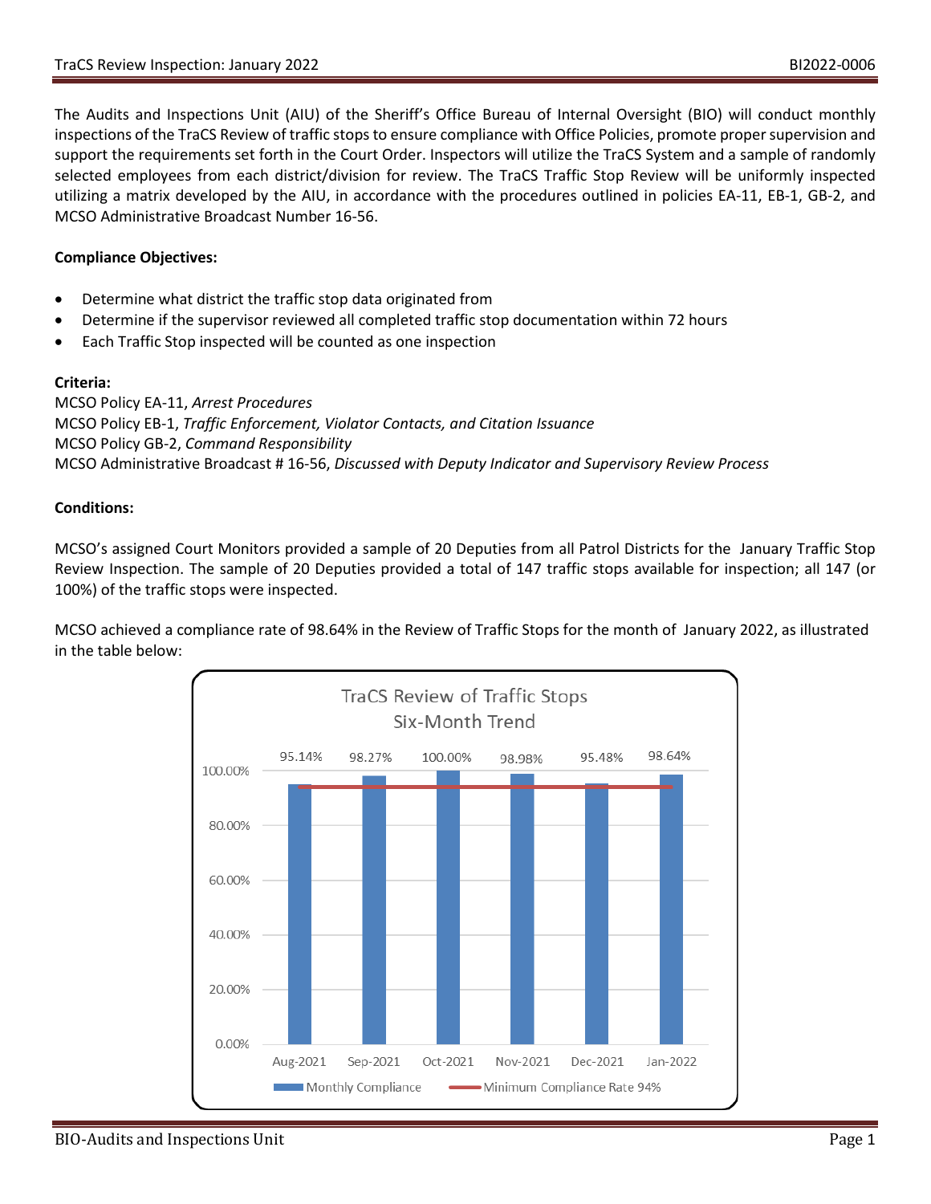The Audits and Inspections Unit (AIU) of the Sheriff's Office Bureau of Internal Oversight (BIO) will conduct monthly inspections of the TraCS Review of traffic stops to ensure compliance with Office Policies, promote proper supervision and support the requirements set forth in the Court Order. Inspectors will utilize the TraCS System and a sample of randomly selected employees from each district/division for review. The TraCS Traffic Stop Review will be uniformly inspected utilizing a matrix developed by the AIU, in accordance with the procedures outlined in policies EA-11, EB-1, GB-2, and MCSO Administrative Broadcast Number 16-56.

**Compliance Objectives:**

- Determine what district the traffic stop data originated from
- Determine if the supervisor reviewed all completed traffic stop documentation within 72 hours
- Each Traffic Stop inspected will be counted as one inspection

**Criteria:**

MCSO Policy EA-11, *Arrest Procedures*
MCSO Policy EB-1, *Traffic Enforcement, Violator Contacts, and Citation Issuance*
MCSO Policy GB-2, *Command Responsibility*
MCSO Administrative Broadcast # 16-56, *Discussed with Deputy Indicator and Supervisory Review Process*

**Conditions:**

MCSO's assigned Court Monitors provided a sample of 20 Deputies from all Patrol Districts for the January Traffic Stop Review Inspection. The sample of 20 Deputies provided a total of 147 traffic stops available for inspection; all 147 (or 100%) of the traffic stops were inspected.

MCSO achieved a compliance rate of 98.64% in the Review of Traffic Stops for the month of January 2022, as illustrated in the table below:

**TraCS Review of Traffic Stops Six-Month Trend**

| Month | Monthly Compliance | Minimum Compliance Rate |
|---|---|---|
| Aug-2021 | 95.14% | 94% |
| Sep-2021 | 98.27% | 94% |
| Oct-2021 | 100.00% | 94% |
| Nov-2021 | 98.98% | 94% |
| Dec-2021 | 95.48% | 94% |
| Jan-2022 | 98.64% | 94% |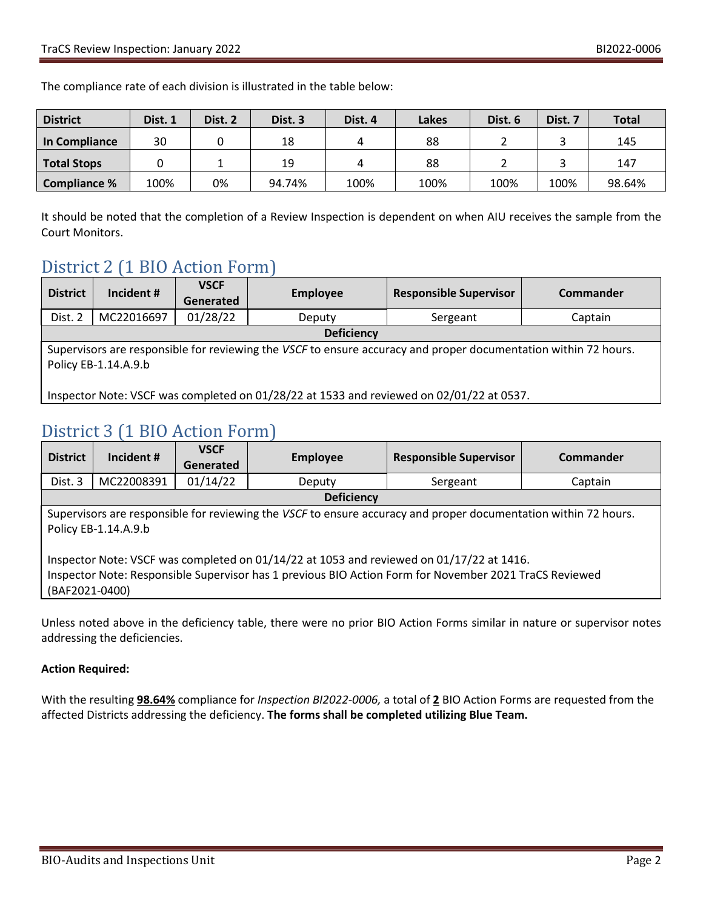The compliance rate of each division is illustrated in the table below:

| District | Dist. 1 | Dist. 2 | Dist. 3 | Dist. 4 | Lakes | Dist. 6 | Dist. 7 | Total |
|---|---|---|---|---|---|---|---|---|
| **In Compliance** | 30 | 0 | 18 | 4 | 88 | 2 | 3 | 145 |
| **Total Stops** | 0 | 1 | 19 | 4 | 88 | 2 | 3 | 147 |
| **Compliance %** | 100% | 0% | 94.74% | 100% | 100% | 100% | 100% | 98.64% |

It should be noted that the completion of a Review Inspection is dependent on when AIU receives the sample from the Court Monitors.

## District 2 (1 BIO Action Form)

| District | Incident # | VSCF Generated | Employee | Responsible Supervisor | Commander |
|---|---|---|---|---|---|
| Dist. 2 | MC22016697 | 01/28/22 | Deputy | Sergeant | Captain |
| **Deficiency** | | | | | |
| Supervisors are responsible for reviewing the *VSCF* to ensure accuracy and proper documentation within 72 hours. Policy EB-1.14.A.9.b<br><br>Inspector Note: VSCF was completed on 01/28/22 at 1533 and reviewed on 02/01/22 at 0537. | | | | | |

## District 3 (1 BIO Action Form)

| District | Incident # | VSCF Generated | Employee | Responsible Supervisor | Commander |
|---|---|---|---|---|---|
| Dist. 3 | MC22008391 | 01/14/22 | Deputy | Sergeant | Captain |
| **Deficiency** | | | | | |
| Supervisors are responsible for reviewing the *VSCF* to ensure accuracy and proper documentation within 72 hours. Policy EB-1.14.A.9.b<br><br>Inspector Note: VSCF was completed on 01/14/22 at 1053 and reviewed on 01/17/22 at 1416.<br>Inspector Note: Responsible Supervisor has 1 previous BIO Action Form for November 2021 TraCS Reviewed (BAF2021-0400) | | | | | |

Unless noted above in the deficiency table, there were no prior BIO Action Forms similar in nature or supervisor notes addressing the deficiencies.

**Action Required:**

With the resulting **98.64%** compliance for *Inspection BI2022-0006,* a total of **2** BIO Action Forms are requested from the affected Districts addressing the deficiency. **The forms shall be completed utilizing Blue Team.**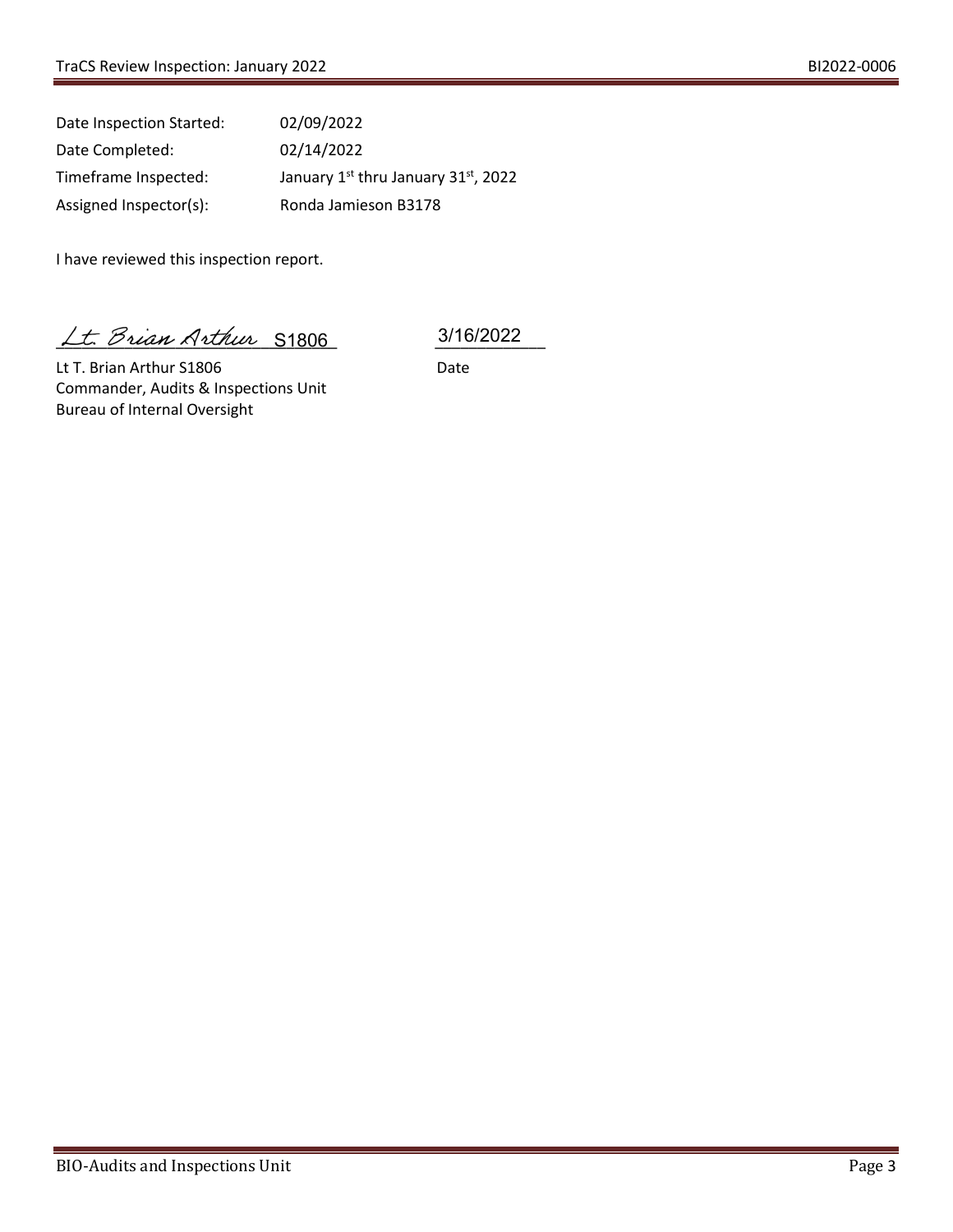| | |
|---|---|
| Date Inspection Started: | 02/09/2022 |
| Date Completed: | 02/14/2022 |
| Timeframe Inspected: | January 1st thru January 31st, 2022 |
| Assigned Inspector(s): | Ronda Jamieson B3178 |

I have reviewed this inspection report.

Lt. Brian Arthur S1806 &nbsp;&nbsp;&nbsp;&nbsp;&nbsp;&nbsp;&nbsp;&nbsp; 3/16/2022

Lt T. Brian Arthur S1806 &nbsp;&nbsp;&nbsp;&nbsp;&nbsp;&nbsp;&nbsp;&nbsp; Date
Commander, Audits & Inspections Unit
Bureau of Internal Oversight